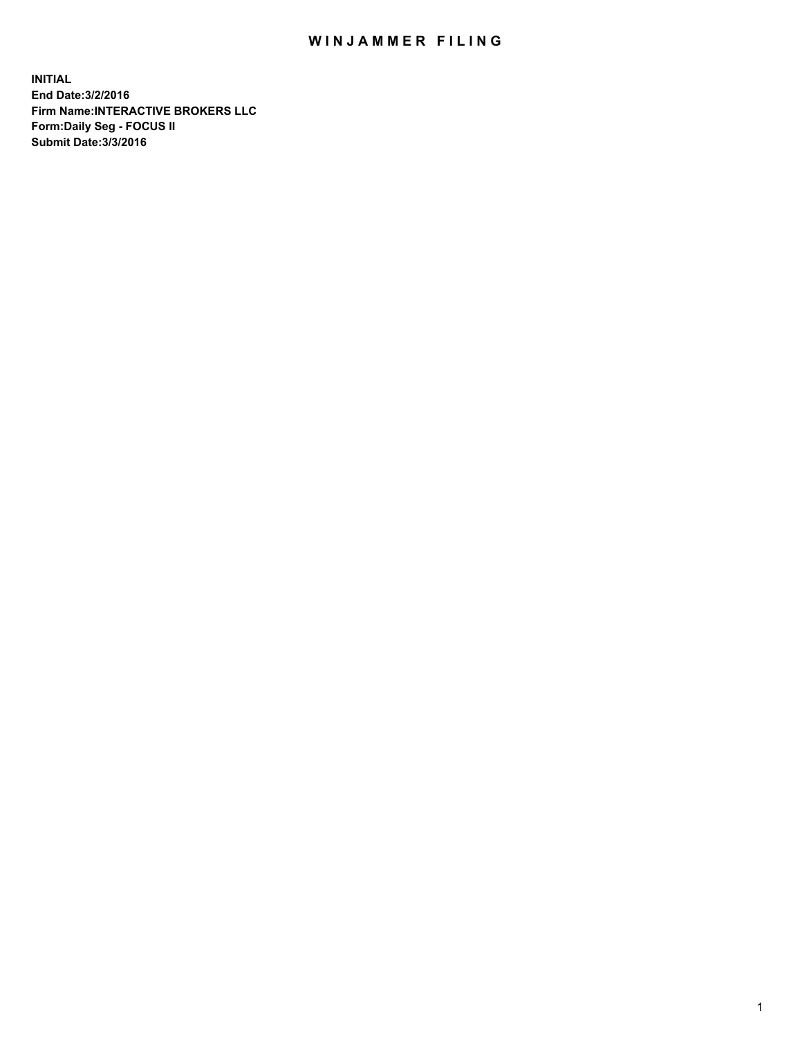# WINJAMMER FILING

**INITIAL**
**End Date:3/2/2016**
**Firm Name:INTERACTIVE BROKERS LLC**
**Form:Daily Seg - FOCUS II**
**Submit Date:3/3/2016**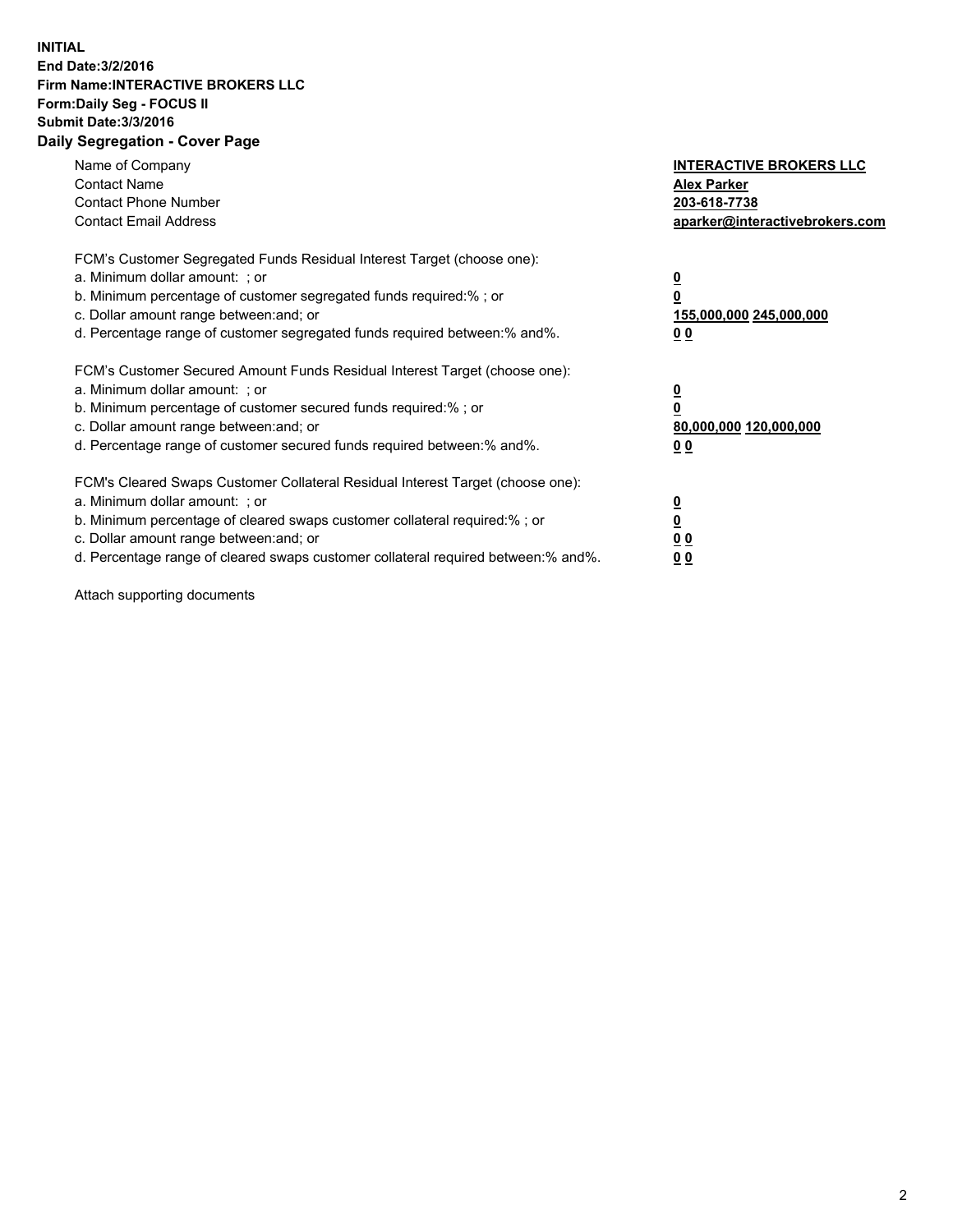**INITIAL**
**End Date:3/2/2016**
**Firm Name:INTERACTIVE BROKERS LLC**
**Form:Daily Seg - FOCUS II**
**Submit Date:3/3/2016**

## Daily Segregation - Cover Page

| | |
|---|---|
| Name of Company | **INTERACTIVE BROKERS LLC** |
| Contact Name | **Alex Parker** |
| Contact Phone Number | **203-618-7738** |
| Contact Email Address | **aparker@interactivebrokers.com** |

FCM's Customer Segregated Funds Residual Interest Target (choose one):

| | |
|---|---|
| a. Minimum dollar amount: ; or | **0** |
| b. Minimum percentage of customer segregated funds required:% ; or | **0** |
| c. Dollar amount range between:and; or | **155,000,000 245,000,000** |
| d. Percentage range of customer segregated funds required between:% and%. | **0 0** |

FCM's Customer Secured Amount Funds Residual Interest Target (choose one):

| | |
|---|---|
| a. Minimum dollar amount: ; or | **0** |
| b. Minimum percentage of customer secured funds required:% ; or | **0** |
| c. Dollar amount range between:and; or | **80,000,000 120,000,000** |
| d. Percentage range of customer secured funds required between:% and%. | **0 0** |

FCM's Cleared Swaps Customer Collateral Residual Interest Target (choose one):

| | |
|---|---|
| a. Minimum dollar amount: ; or | **0** |
| b. Minimum percentage of cleared swaps customer collateral required:% ; or | **0** |
| c. Dollar amount range between:and; or | **0 0** |
| d. Percentage range of cleared swaps customer collateral required between:% and%. | **0 0** |

Attach supporting documents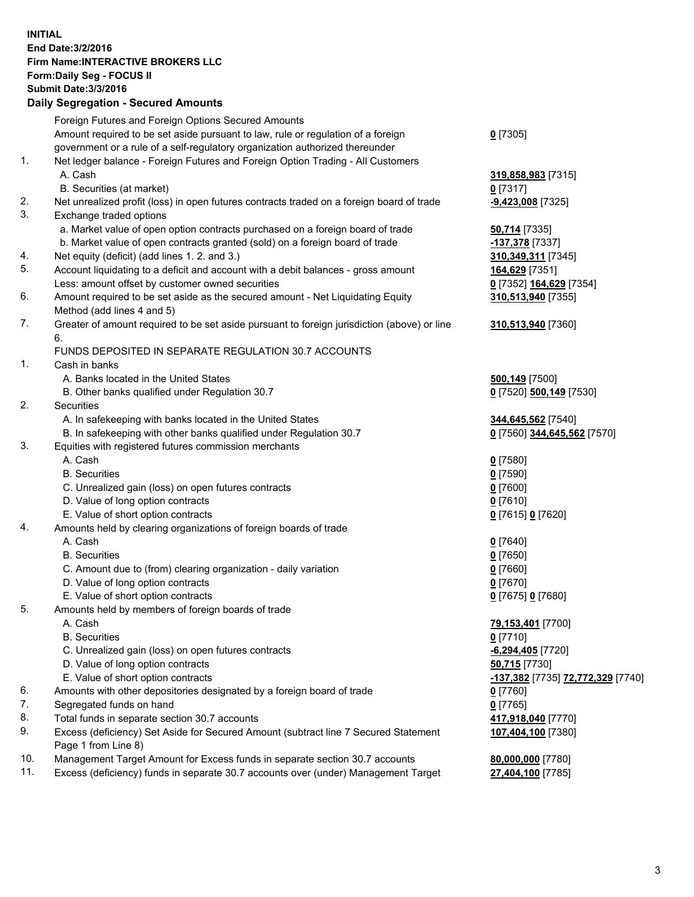**INITIAL**
**End Date:3/2/2016**
**Firm Name:INTERACTIVE BROKERS LLC**
**Form:Daily Seg - FOCUS II**
**Submit Date:3/3/2016**

## Daily Segregation - Secured Amounts

| | | |
|---|---|---|
| | Foreign Futures and Foreign Options Secured Amounts | |
| | Amount required to be set aside pursuant to law, rule or regulation of a foreign government or a rule of a self-regulatory organization authorized thereunder | **0** [7305] |
| 1. | Net ledger balance - Foreign Futures and Foreign Option Trading - All Customers | |
| | A. Cash | **319,858,983** [7315] |
| | B. Securities (at market) | **0** [7317] |
| 2. | Net unrealized profit (loss) in open futures contracts traded on a foreign board of trade | **-9,423,008** [7325] |
| 3. | Exchange traded options | |
| | a. Market value of open option contracts purchased on a foreign board of trade | **50,714** [7335] |
| | b. Market value of open contracts granted (sold) on a foreign board of trade | **-137,378** [7337] |
| 4. | Net equity (deficit) (add lines 1. 2. and 3.) | **310,349,311** [7345] |
| 5. | Account liquidating to a deficit and account with a debit balances - gross amount | **164,629** [7351] |
| | Less: amount offset by customer owned securities | **0** [7352] **164,629** [7354] |
| 6. | Amount required to be set aside as the secured amount - Net Liquidating Equity Method (add lines 4 and 5) | **310,513,940** [7355] |
| 7. | Greater of amount required to be set aside pursuant to foreign jurisdiction (above) or line 6. | **310,513,940** [7360] |
| | FUNDS DEPOSITED IN SEPARATE REGULATION 30.7 ACCOUNTS | |
| 1. | Cash in banks | |
| | A. Banks located in the United States | **500,149** [7500] |
| | B. Other banks qualified under Regulation 30.7 | **0** [7520] **500,149** [7530] |
| 2. | Securities | |
| | A. In safekeeping with banks located in the United States | **344,645,562** [7540] |
| | B. In safekeeping with other banks qualified under Regulation 30.7 | **0** [7560] **344,645,562** [7570] |
| 3. | Equities with registered futures commission merchants | |
| | A. Cash | **0** [7580] |
| | B. Securities | **0** [7590] |
| | C. Unrealized gain (loss) on open futures contracts | **0** [7600] |
| | D. Value of long option contracts | **0** [7610] |
| | E. Value of short option contracts | **0** [7615] **0** [7620] |
| 4. | Amounts held by clearing organizations of foreign boards of trade | |
| | A. Cash | **0** [7640] |
| | B. Securities | **0** [7650] |
| | C. Amount due to (from) clearing organization - daily variation | **0** [7660] |
| | D. Value of long option contracts | **0** [7670] |
| | E. Value of short option contracts | **0** [7675] **0** [7680] |
| 5. | Amounts held by members of foreign boards of trade | |
| | A. Cash | **79,153,401** [7700] |
| | B. Securities | **0** [7710] |
| | C. Unrealized gain (loss) on open futures contracts | **-6,294,405** [7720] |
| | D. Value of long option contracts | **50,715** [7730] |
| | E. Value of short option contracts | **-137,382** [7735] **72,772,329** [7740] |
| 6. | Amounts with other depositories designated by a foreign board of trade | **0** [7760] |
| 7. | Segregated funds on hand | **0** [7765] |
| 8. | Total funds in separate section 30.7 accounts | **417,918,040** [7770] |
| 9. | Excess (deficiency) Set Aside for Secured Amount (subtract line 7 Secured Statement Page 1 from Line 8) | **107,404,100** [7380] |
| 10. | Management Target Amount for Excess funds in separate section 30.7 accounts | **80,000,000** [7780] |
| 11. | Excess (deficiency) funds in separate 30.7 accounts over (under) Management Target | **27,404,100** [7785] |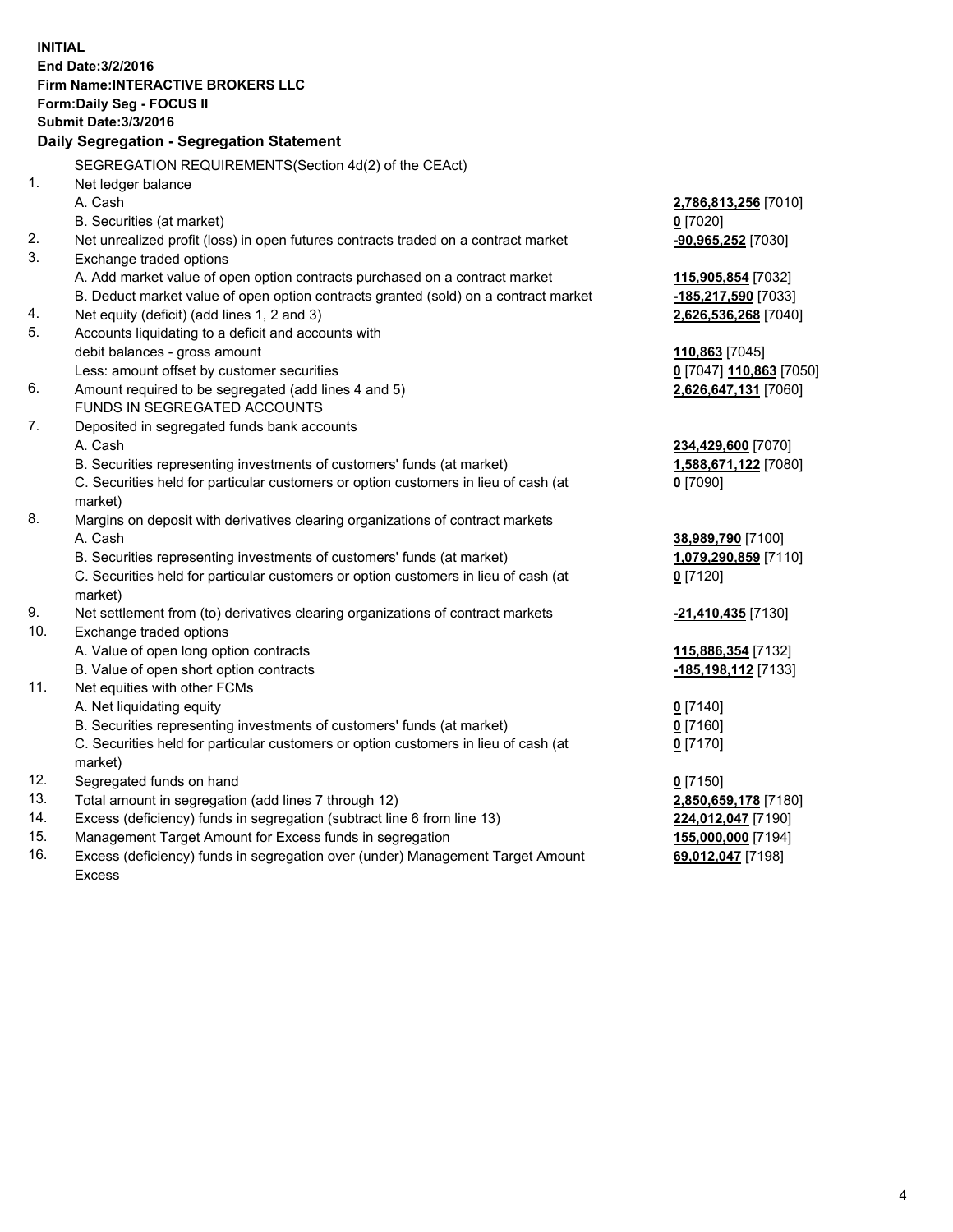**INITIAL**
**End Date:3/2/2016**
**Firm Name:INTERACTIVE BROKERS LLC**
**Form:Daily Seg - FOCUS II**
**Submit Date:3/3/2016**

**Daily Segregation - Segregation Statement**

| | | |
|---|---|---|
| | SEGREGATION REQUIREMENTS(Section 4d(2) of the CEAct) | |
| 1. | Net ledger balance | |
| | A. Cash | **2,786,813,256** [7010] |
| | B. Securities (at market) | **0** [7020] |
| 2. | Net unrealized profit (loss) in open futures contracts traded on a contract market | **-90,965,252** [7030] |
| 3. | Exchange traded options | |
| | A. Add market value of open option contracts purchased on a contract market | **115,905,854** [7032] |
| | B. Deduct market value of open option contracts granted (sold) on a contract market | **-185,217,590** [7033] |
| 4. | Net equity (deficit) (add lines 1, 2 and 3) | **2,626,536,268** [7040] |
| 5. | Accounts liquidating to a deficit and accounts with | |
| | debit balances - gross amount | **110,863** [7045] |
| | Less: amount offset by customer securities | **0** [7047] **110,863** [7050] |
| 6. | Amount required to be segregated (add lines 4 and 5) | **2,626,647,131** [7060] |
| | FUNDS IN SEGREGATED ACCOUNTS | |
| 7. | Deposited in segregated funds bank accounts | |
| | A. Cash | **234,429,600** [7070] |
| | B. Securities representing investments of customers' funds (at market) | **1,588,671,122** [7080] |
| | C. Securities held for particular customers or option customers in lieu of cash (at market) | **0** [7090] |
| 8. | Margins on deposit with derivatives clearing organizations of contract markets | |
| | A. Cash | **38,989,790** [7100] |
| | B. Securities representing investments of customers' funds (at market) | **1,079,290,859** [7110] |
| | C. Securities held for particular customers or option customers in lieu of cash (at market) | **0** [7120] |
| 9. | Net settlement from (to) derivatives clearing organizations of contract markets | **-21,410,435** [7130] |
| 10. | Exchange traded options | |
| | A. Value of open long option contracts | **115,886,354** [7132] |
| | B. Value of open short option contracts | **-185,198,112** [7133] |
| 11. | Net equities with other FCMs | |
| | A. Net liquidating equity | **0** [7140] |
| | B. Securities representing investments of customers' funds (at market) | **0** [7160] |
| | C. Securities held for particular customers or option customers in lieu of cash (at market) | **0** [7170] |
| 12. | Segregated funds on hand | **0** [7150] |
| 13. | Total amount in segregation (add lines 7 through 12) | **2,850,659,178** [7180] |
| 14. | Excess (deficiency) funds in segregation (subtract line 6 from line 13) | **224,012,047** [7190] |
| 15. | Management Target Amount for Excess funds in segregation | **155,000,000** [7194] |
| 16. | Excess (deficiency) funds in segregation over (under) Management Target Amount Excess | **69,012,047** [7198] |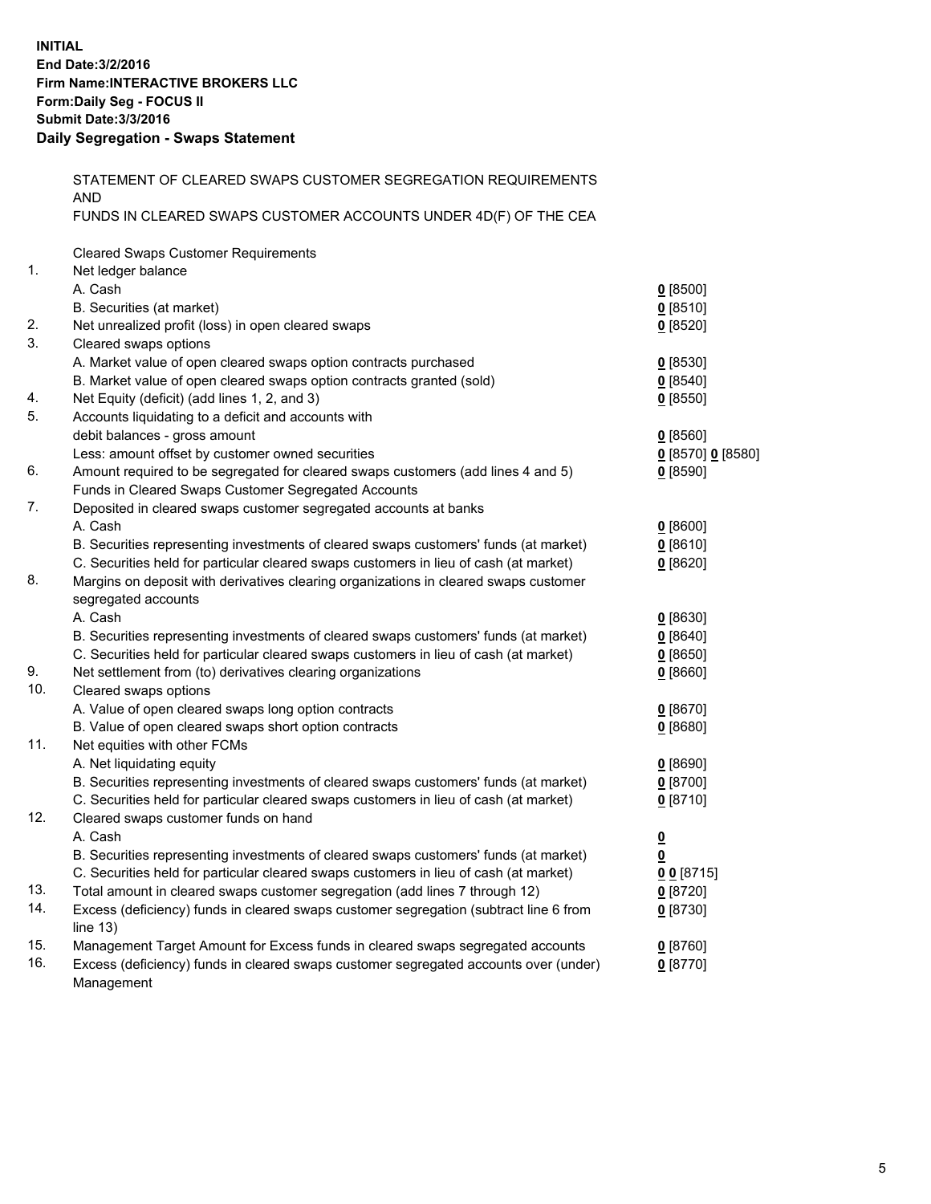**INITIAL**
**End Date:3/2/2016**
**Firm Name:INTERACTIVE BROKERS LLC**
**Form:Daily Seg - FOCUS II**
**Submit Date:3/3/2016**
**Daily Segregation - Swaps Statement**

STATEMENT OF CLEARED SWAPS CUSTOMER SEGREGATION REQUIREMENTS AND FUNDS IN CLEARED SWAPS CUSTOMER ACCOUNTS UNDER 4D(F) OF THE CEA

| | | |
|---|---|---|
| | Cleared Swaps Customer Requirements | |
| 1. | Net ledger balance | |
| | A. Cash | 0 [8500] |
| | B. Securities (at market) | 0 [8510] |
| 2. | Net unrealized profit (loss) in open cleared swaps | 0 [8520] |
| 3. | Cleared swaps options | |
| | A. Market value of open cleared swaps option contracts purchased | 0 [8530] |
| | B. Market value of open cleared swaps option contracts granted (sold) | 0 [8540] |
| 4. | Net Equity (deficit) (add lines 1, 2, and 3) | 0 [8550] |
| 5. | Accounts liquidating to a deficit and accounts with debit balances - gross amount | 0 [8560] |
| | Less: amount offset by customer owned securities | 0 [8570] 0 [8580] |
| 6. | Amount required to be segregated for cleared swaps customers (add lines 4 and 5) | 0 [8590] |
| | Funds in Cleared Swaps Customer Segregated Accounts | |
| 7. | Deposited in cleared swaps customer segregated accounts at banks | |
| | A. Cash | 0 [8600] |
| | B. Securities representing investments of cleared swaps customers' funds (at market) | 0 [8610] |
| | C. Securities held for particular cleared swaps customers in lieu of cash (at market) | 0 [8620] |
| 8. | Margins on deposit with derivatives clearing organizations in cleared swaps customer segregated accounts | |
| | A. Cash | 0 [8630] |
| | B. Securities representing investments of cleared swaps customers' funds (at market) | 0 [8640] |
| | C. Securities held for particular cleared swaps customers in lieu of cash (at market) | 0 [8650] |
| 9. | Net settlement from (to) derivatives clearing organizations | 0 [8660] |
| 10. | Cleared swaps options | |
| | A. Value of open cleared swaps long option contracts | 0 [8670] |
| | B. Value of open cleared swaps short option contracts | 0 [8680] |
| 11. | Net equities with other FCMs | |
| | A. Net liquidating equity | 0 [8690] |
| | B. Securities representing investments of cleared swaps customers' funds (at market) | 0 [8700] |
| | C. Securities held for particular cleared swaps customers in lieu of cash (at market) | 0 [8710] |
| 12. | Cleared swaps customer funds on hand | |
| | A. Cash | 0 |
| | B. Securities representing investments of cleared swaps customers' funds (at market) | 0 |
| | C. Securities held for particular cleared swaps customers in lieu of cash (at market) | 0 0 [8715] |
| 13. | Total amount in cleared swaps customer segregation (add lines 7 through 12) | 0 [8720] |
| 14. | Excess (deficiency) funds in cleared swaps customer segregation (subtract line 6 from line 13) | 0 [8730] |
| 15. | Management Target Amount for Excess funds in cleared swaps segregated accounts | 0 [8760] |
| 16. | Excess (deficiency) funds in cleared swaps customer segregated accounts over (under) Management | 0 [8770] |